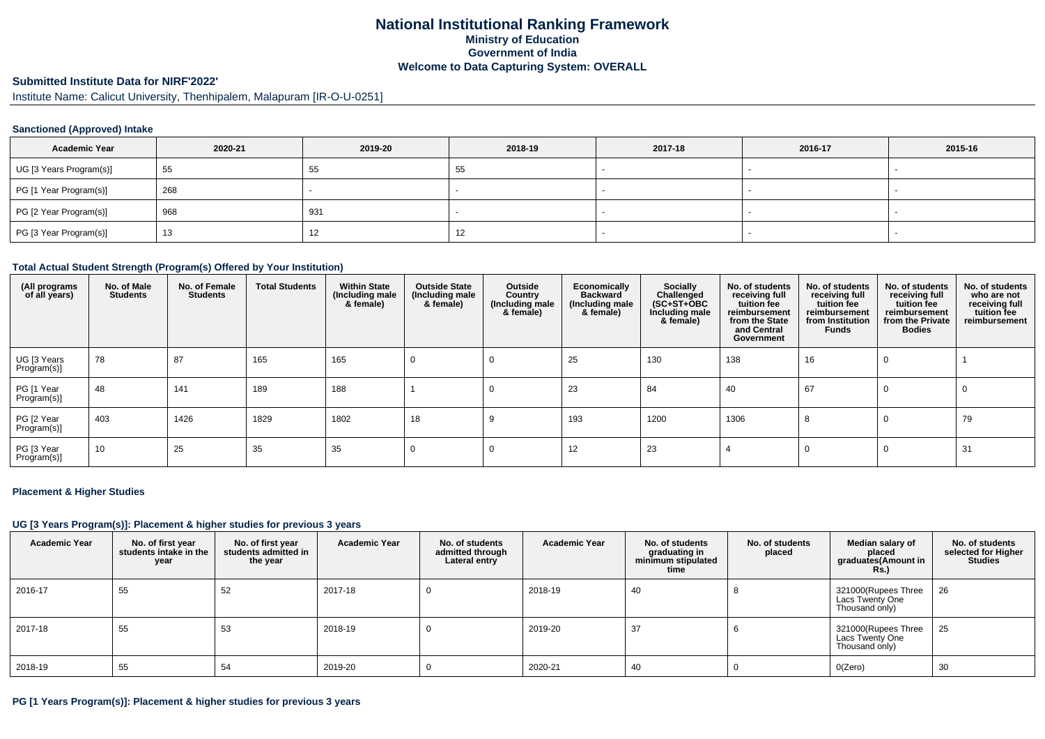# National Institutional Ranking Framework
## Ministry of Education
## Government of India
## Welcome to Data Capturing System: OVERALL

**Submitted Institute Data for NIRF'2022'**

Institute Name: Calicut University, Thenhipalem, Malapuram [IR-O-U-0251]

### Sanctioned (Approved) Intake

| Academic Year | 2020-21 | 2019-20 | 2018-19 | 2017-18 | 2016-17 | 2015-16 |
|---|---|---|---|---|---|---|
| UG [3 Years Program(s)] | 55 | 55 | 55 | - | - | - |
| PG [1 Year Program(s)] | 268 | - | - | - | - | - |
| PG [2 Year Program(s)] | 968 | 931 | - | - | - | - |
| PG [3 Year Program(s)] | 13 | 12 | 12 | - | - | - |

### Total Actual Student Strength (Program(s) Offered by Your Institution)

| (All programs of all years) | No. of Male Students | No. of Female Students | Total Students | Within State (Including male & female) | Outside State (Including male & female) | Outside Country (Including male & female) | Economically Backward (Including male & female) | Socially Challenged (SC+ST+OBC Including male & female) | No. of students receiving full tuition fee reimbursement from the State and Central Government | No. of students receiving full tuition fee reimbursement from Institution Funds | No. of students receiving full tuition fee reimbursement from the Private Bodies | No. of students who are not receiving full tuition fee reimbursement |
|---|---|---|---|---|---|---|---|---|---|---|---|---|
| UG [3 Years Program(s)] | 78 | 87 | 165 | 165 | 0 | 0 | 25 | 130 | 138 | 16 | 0 | 1 |
| PG [1 Year Program(s)] | 48 | 141 | 189 | 188 | 1 | 0 | 23 | 84 | 40 | 67 | 0 | 0 |
| PG [2 Year Program(s)] | 403 | 1426 | 1829 | 1802 | 18 | 9 | 193 | 1200 | 1306 | 8 | 0 | 79 |
| PG [3 Year Program(s)] | 10 | 25 | 35 | 35 | 0 | 0 | 12 | 23 | 4 | 0 | 0 | 31 |

### Placement & Higher Studies

### UG [3 Years Program(s)]: Placement & higher studies for previous 3 years

| Academic Year | No. of first year students intake in the year | No. of first year students admitted in the year | Academic Year | No. of students admitted through Lateral entry | Academic Year | No. of students graduating in minimum stipulated time | No. of students placed | Median salary of placed graduates(Amount in Rs.) | No. of students selected for Higher Studies |
|---|---|---|---|---|---|---|---|---|---|
| 2016-17 | 55 | 52 | 2017-18 | 0 | 2018-19 | 40 | 8 | 321000(Rupees Three Lacs Twenty One Thousand only) | 26 |
| 2017-18 | 55 | 53 | 2018-19 | 0 | 2019-20 | 37 | 6 | 321000(Rupees Three Lacs Twenty One Thousand only) | 25 |
| 2018-19 | 55 | 54 | 2019-20 | 0 | 2020-21 | 40 | 0 | 0(Zero) | 30 |

### PG [1 Years Program(s)]: Placement & higher studies for previous 3 years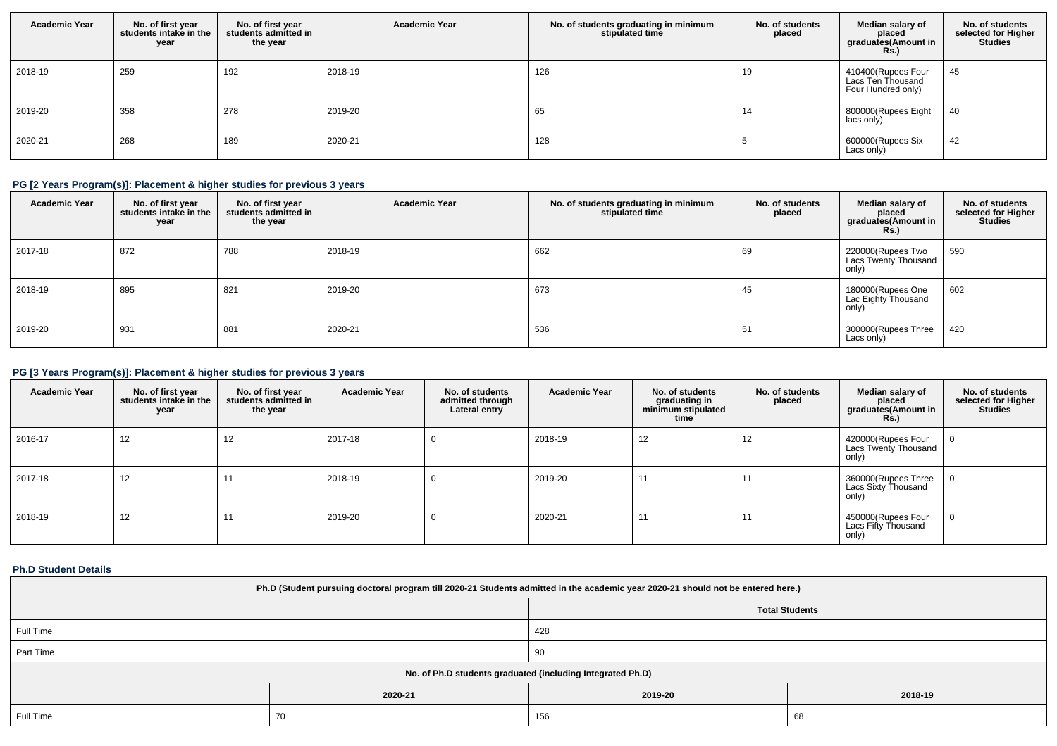| Academic Year | No. of first year students intake in the year | No. of first year students admitted in the year | Academic Year | No. of students graduating in minimum stipulated time | No. of students placed | Median salary of placed graduates(Amount in Rs.) | No. of students selected for Higher Studies |
|---|---|---|---|---|---|---|---|
| 2018-19 | 259 | 192 | 2018-19 | 126 | 19 | 410400(Rupees Four Lacs Ten Thousand Four Hundred only) | 45 |
| 2019-20 | 358 | 278 | 2019-20 | 65 | 14 | 800000(Rupees Eight lacs only) | 40 |
| 2020-21 | 268 | 189 | 2020-21 | 128 | 5 | 600000(Rupees Six Lacs only) | 42 |

### PG [2 Years Program(s)]: Placement & higher studies for previous 3 years

| Academic Year | No. of first year students intake in the year | No. of first year students admitted in the year | Academic Year | No. of students graduating in minimum stipulated time | No. of students placed | Median salary of placed graduates(Amount in Rs.) | No. of students selected for Higher Studies |
|---|---|---|---|---|---|---|---|
| 2017-18 | 872 | 788 | 2018-19 | 662 | 69 | 220000(Rupees Two Lacs Twenty Thousand only) | 590 |
| 2018-19 | 895 | 821 | 2019-20 | 673 | 45 | 180000(Rupees One Lac Eighty Thousand only) | 602 |
| 2019-20 | 931 | 881 | 2020-21 | 536 | 51 | 300000(Rupees Three Lacs only) | 420 |

### PG [3 Years Program(s)]: Placement & higher studies for previous 3 years

| Academic Year | No. of first year students intake in the year | No. of first year students admitted in the year | Academic Year | No. of students admitted through Lateral entry | Academic Year | No. of students graduating in minimum stipulated time | No. of students placed | Median salary of placed graduates(Amount in Rs.) | No. of students selected for Higher Studies |
|---|---|---|---|---|---|---|---|---|---|
| 2016-17 | 12 | 12 | 2017-18 | 0 | 2018-19 | 12 | 12 | 420000(Rupees Four Lacs Twenty Thousand only) | 0 |
| 2017-18 | 12 | 11 | 2018-19 | 0 | 2019-20 | 11 | 11 | 360000(Rupees Three Lacs Sixty Thousand only) | 0 |
| 2018-19 | 12 | 11 | 2019-20 | 0 | 2020-21 | 11 | 11 | 450000(Rupees Four Lacs Fifty Thousand only) | 0 |

### Ph.D Student Details

| Ph.D (Student pursuing doctoral program till 2020-21 Students admitted in the academic year 2020-21 should not be entered here.) | | | |
|---|---|---|---|
| | Total Students | | |
| Full Time | 428 | | |
| Part Time | 90 | | |
| No. of Ph.D students graduated (including Integrated Ph.D) | | | |
| | 2020-21 | 2019-20 | 2018-19 |
| Full Time | 70 | 156 | 68 |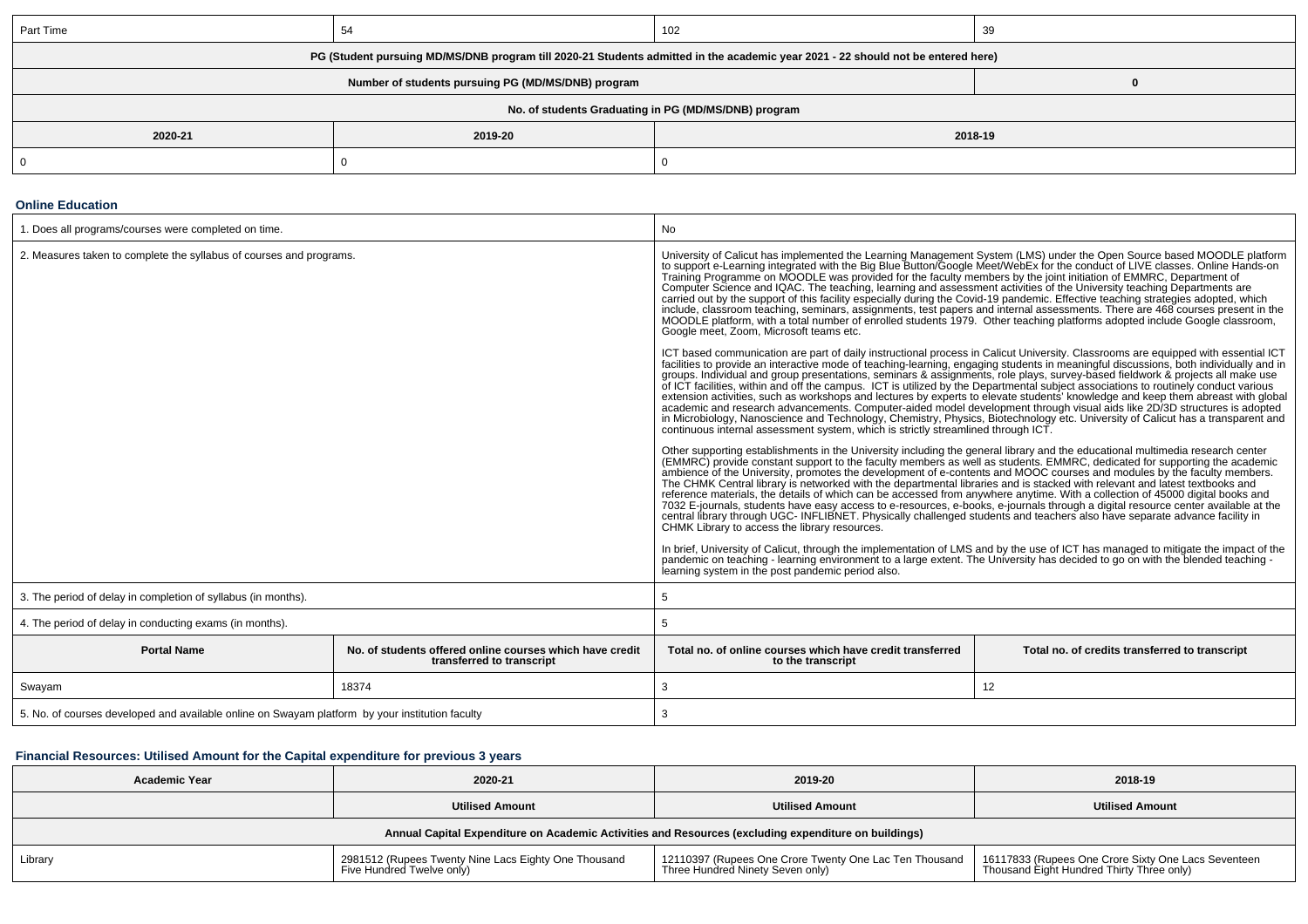| Part Time | 54 | 102 | 39 |
|---|---|---|---|

| PG (Student pursuing MD/MS/DNB program till 2020-21 Students admitted in the academic year 2021 - 22 should not be entered here) | | |
|---|---|---|
| Number of students pursuing PG (MD/MS/DNB) program | | 0 |
| No. of students Graduating in PG (MD/MS/DNB) program | | |
| 2020-21 | 2019-20 | 2018-19 |
| 0 | 0 | 0 |

### Online Education

| 1. Does all programs/courses were completed on time. | No |
|---|---|
| 2. Measures taken to complete the syllabus of courses and programs. | University of Calicut has implemented the Learning Management System (LMS) under the Open Source based MOODLE platform to support e-Learning integrated with the Big Blue Button/Google Meet/WebEx for the conduct of LIVE classes. Online Hands-on Training Programme on MOODLE was provided for the faculty members by the joint initiation of EMMRC, Department of Computer Science and IQAC. The teaching, learning and assessment activities of the University teaching Departments are carried out by the support of this facility especially during the Covid-19 pandemic. Effective teaching strategies adopted, which include, classroom teaching, seminars, assignments, test papers and internal assessments. There are 468 courses present in the MOODLE platform, with a total number of enrolled students 1979. Other teaching platforms adopted include Google classroom, Google meet, Zoom, Microsoft teams etc.<br><br>ICT based communication are part of daily instructional process in Calicut University. Classrooms are equipped with essential ICT facilities to provide an interactive mode of teaching-learning, engaging students in meaningful discussions, both individually and in groups. Individual and group presentations, seminars & assignments, role plays, survey-based fieldwork & projects all make use of ICT facilities, within and off the campus. ICT is utilized by the Departmental subject associations to routinely conduct various extension activities, such as workshops and lectures by experts to elevate students' knowledge and keep them abreast with global academic and research advancements. Computer-aided model development through visual aids like 2D/3D structures is adopted in Microbiology, Nanoscience and Technology, Chemistry, Physics, Biotechnology etc. University of Calicut has a transparent and continuous internal assessment system, which is strictly streamlined through ICT.<br><br>Other supporting establishments in the University including the general library and the educational multimedia research center (EMMRC) provide constant support to the faculty members as well as students. EMMRC, dedicated for supporting the academic ambience of the University, promotes the development of e-contents and MOOC courses and modules by the faculty members. The CHMK Central library is networked with the departmental libraries and is stacked with relevant and latest textbooks and reference materials, the details of which can be accessed from anywhere anytime. With a collection of 45000 digital books and 7032 E-journals, students have easy access to e-resources, e-books, e-journals through a digital resource center available at the central library through UGC- INFLIBNET. Physically challenged students and teachers also have separate advance facility in CHMK Library to access the library resources.<br><br>In brief, University of Calicut, through the implementation of LMS and by the use of ICT has managed to mitigate the impact of the pandemic on teaching - learning environment to a large extent. The University has decided to go on with the blended teaching - learning system in the post pandemic period also. |
| 3. The period of delay in completion of syllabus (in months). | 5 |
| 4. The period of delay in conducting exams (in months). | 5 |

| Portal Name | No. of students offered online courses which have credit transferred to transcript | Total no. of online courses which have credit transferred to the transcript | Total no. of credits transferred to transcript |
|---|---|---|---|
| Swayam | 18374 | 3 | 12 |
| 5. No. of courses developed and available online on Swayam platform by your institution faculty | | 3 | |

### Financial Resources: Utilised Amount for the Capital expenditure for previous 3 years

| Academic Year | 2020-21 | 2019-20 | 2018-19 |
|---|---|---|---|
| | Utilised Amount | Utilised Amount | Utilised Amount |
| Annual Capital Expenditure on Academic Activities and Resources (excluding expenditure on buildings) | | | |
| Library | 2981512 (Rupees Twenty Nine Lacs Eighty One Thousand Five Hundred Twelve only) | 12110397 (Rupees One Crore Twenty One Lac Ten Thousand Three Hundred Ninety Seven only) | 16117833 (Rupees One Crore Sixty One Lacs Seventeen Thousand Eight Hundred Thirty Three only) |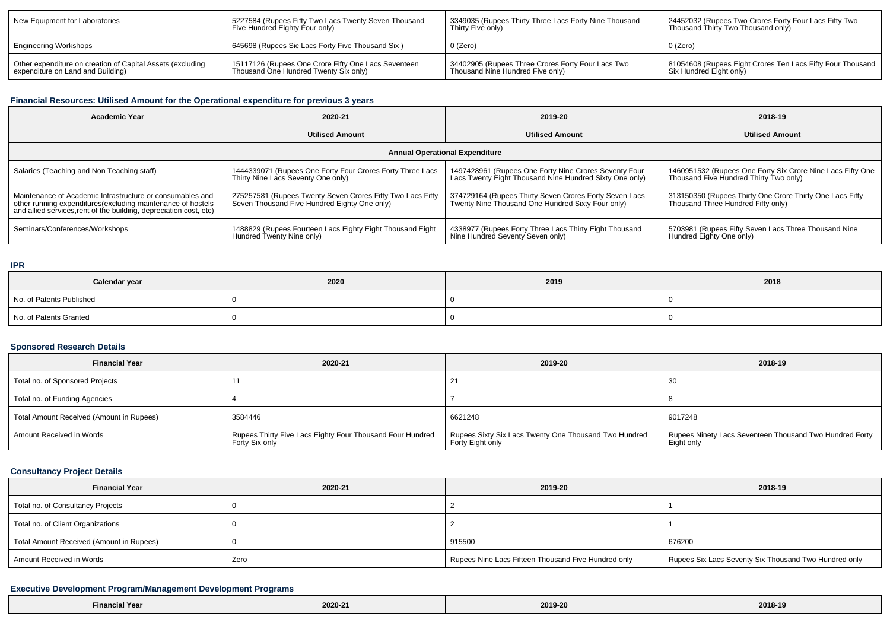| New Equipment for Laboratories | 5227584 (Rupees Fifty Two Lacs Twenty Seven Thousand Five Hundred Eighty Four only) | 3349035 (Rupees Thirty Three Lacs Forty Nine Thousand Thirty Five only) | 24452032 (Rupees Two Crores Forty Four Lacs Fifty Two Thousand Thirty Two Thousand only) |
|---|---|---|---|
| Engineering Workshops | 645698 (Rupees Sic Lacs Forty Five Thousand Six ) | 0 (Zero) | 0 (Zero) |
| Other expenditure on creation of Capital Assets (excluding expenditure on Land and Building) | 15117126 (Rupees One Crore Fifty One Lacs Seventeen Thousand One Hundred Twenty Six only) | 34402905 (Rupees Three Crores Forty Four Lacs Two Thousand Nine Hundred Five only) | 81054608 (Rupees Eight Crores Ten Lacs Fifty Four Thousand Six Hundred Eight only) |

### Financial Resources: Utilised Amount for the Operational expenditure for previous 3 years

| Academic Year | 2020-21 | 2019-20 | 2018-19 |
|---|---|---|---|
| | Utilised Amount | Utilised Amount | Utilised Amount |
| Annual Operational Expenditure | | | |
| Salaries (Teaching and Non Teaching staff) | 1444339071 (Rupees One Forty Four Crores Forty Three Lacs Thirty Nine Lacs Seventy One only) | 1497428961 (Rupees One Forty Nine Crores Seventy Four Lacs Twenty Eight Thousand Nine Hundred Sixty One only) | 1460951532 (Rupees One Forty Six Crore Nine Lacs Fifty One Thousand Five Hundred Thirty Two only) |
| Maintenance of Academic Infrastructure or consumables and other running expenditures(excluding maintenance of hostels and allied services,rent of the building, depreciation cost, etc) | 275257581 (Rupees Twenty Seven Crores Fifty Two Lacs Fifty Seven Thousand Five Hundred Eighty One only) | 374729164 (Rupees Thirty Seven Crores Forty Seven Lacs Twenty Nine Thousand One Hundred Sixty Four only) | 313150350 (Rupees Thirty One Crore Thirty One Lacs Fifty Thousand Three Hundred Fifty only) |
| Seminars/Conferences/Workshops | 1488829 (Rupees Fourteen Lacs Eighty Eight Thousand Eight Hundred Twenty Nine only) | 4338977 (Rupees Forty Three Lacs Thirty Eight Thousand Nine Hundred Seventy Seven only) | 5703981 (Rupees Fifty Seven Lacs Three Thousand Nine Hundred Eighty One only) |

### IPR

| Calendar year | 2020 | 2019 | 2018 |
|---|---|---|---|
| No. of Patents Published | 0 | 0 | 0 |
| No. of Patents Granted | 0 | 0 | 0 |

### Sponsored Research Details

| Financial Year | 2020-21 | 2019-20 | 2018-19 |
|---|---|---|---|
| Total no. of Sponsored Projects | 11 | 21 | 30 |
| Total no. of Funding Agencies | 4 | 7 | 8 |
| Total Amount Received (Amount in Rupees) | 3584446 | 6621248 | 9017248 |
| Amount Received in Words | Rupees Thirty Five Lacs Eighty Four Thousand Four Hundred Forty Six only | Rupees Sixty Six Lacs Twenty One Thousand Two Hundred Forty Eight only | Rupees Ninety Lacs Seventeen Thousand Two Hundred Forty Eight only |

### Consultancy Project Details

| Financial Year | 2020-21 | 2019-20 | 2018-19 |
|---|---|---|---|
| Total no. of Consultancy Projects | 0 | 2 | 1 |
| Total no. of Client Organizations | 0 | 2 | 1 |
| Total Amount Received (Amount in Rupees) | 0 | 915500 | 676200 |
| Amount Received in Words | Zero | Rupees Nine Lacs Fifteen Thousand Five Hundred only | Rupees Six Lacs Seventy Six Thousand Two Hundred only |

### Executive Development Program/Management Development Programs

| Financial Year | 2020-21 | 2019-20 | 2018-19 |
|---|---|---|---|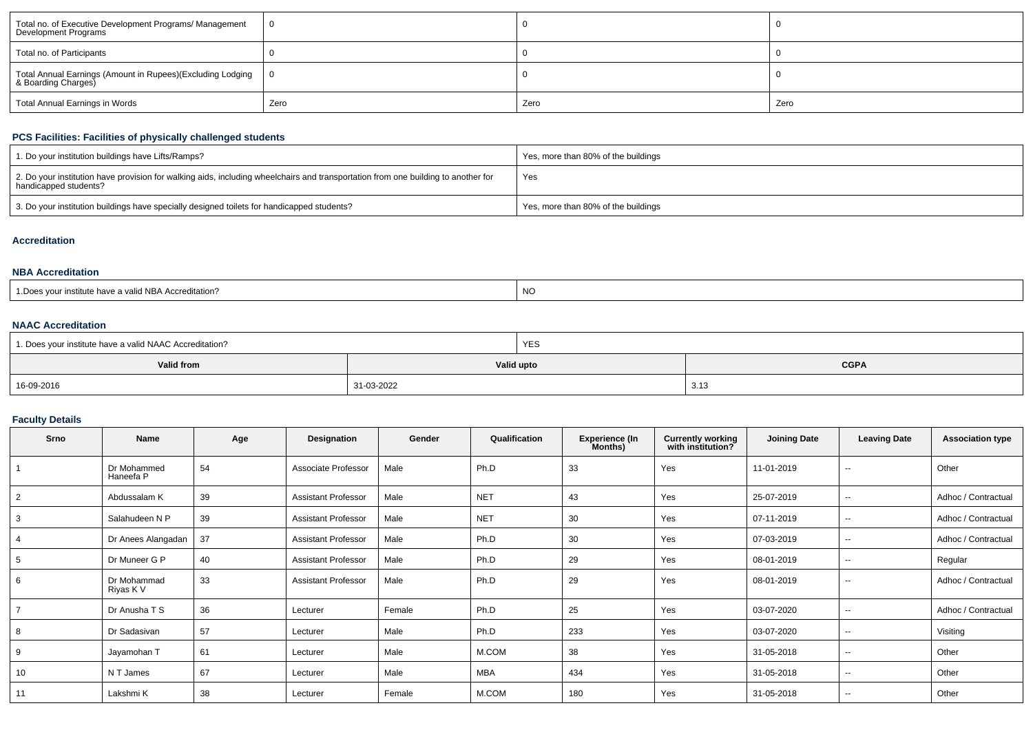| Total no. of Executive Development Programs/ Management Development Programs | 0 | 0 | 0 |
|---|---|---|---|
| Total no. of Participants | 0 | 0 | 0 |
| Total Annual Earnings (Amount in Rupees)(Excluding Lodging & Boarding Charges) | 0 | 0 | 0 |
| Total Annual Earnings in Words | Zero | Zero | Zero |

## PCS Facilities: Facilities of physically challenged students

| 1. Do your institution buildings have Lifts/Ramps? | Yes, more than 80% of the buildings |
|---|---|
| 2. Do your institution have provision for walking aids, including wheelchairs and transportation from one building to another for handicapped students? | Yes |
| 3. Do your institution buildings have specially designed toilets for handicapped students? | Yes, more than 80% of the buildings |

## Accreditation

### NBA Accreditation

| 1.Does your institute have a valid NBA Accreditation? | NO |
|---|---|

### NAAC Accreditation

| 1. Does your institute have a valid NAAC Accreditation? | YES | |
|---|---|---|
| **Valid from** | **Valid upto** | **CGPA** |
| 16-09-2016 | 31-03-2022 | 3.13 |

## Faculty Details

| Srno | Name | Age | Designation | Gender | Qualification | Experience (In Months) | Currently working with institution? | Joining Date | Leaving Date | Association type |
|---|---|---|---|---|---|---|---|---|---|---|
| 1 | Dr Mohammed Haneefa P | 54 | Associate Professor | Male | Ph.D | 33 | Yes | 11-01-2019 | -- | Other |
| 2 | Abdussalam K | 39 | Assistant Professor | Male | NET | 43 | Yes | 25-07-2019 | -- | Adhoc / Contractual |
| 3 | Salahudeen N P | 39 | Assistant Professor | Male | NET | 30 | Yes | 07-11-2019 | -- | Adhoc / Contractual |
| 4 | Dr Anees Alangadan | 37 | Assistant Professor | Male | Ph.D | 30 | Yes | 07-03-2019 | -- | Adhoc / Contractual |
| 5 | Dr Muneer G P | 40 | Assistant Professor | Male | Ph.D | 29 | Yes | 08-01-2019 | -- | Regular |
| 6 | Dr Mohammad Riyas K V | 33 | Assistant Professor | Male | Ph.D | 29 | Yes | 08-01-2019 | -- | Adhoc / Contractual |
| 7 | Dr Anusha T S | 36 | Lecturer | Female | Ph.D | 25 | Yes | 03-07-2020 | -- | Adhoc / Contractual |
| 8 | Dr Sadasivan | 57 | Lecturer | Male | Ph.D | 233 | Yes | 03-07-2020 | -- | Visiting |
| 9 | Jayamohan T | 61 | Lecturer | Male | M.COM | 38 | Yes | 31-05-2018 | -- | Other |
| 10 | N T James | 67 | Lecturer | Male | MBA | 434 | Yes | 31-05-2018 | -- | Other |
| 11 | Lakshmi K | 38 | Lecturer | Female | M.COM | 180 | Yes | 31-05-2018 | -- | Other |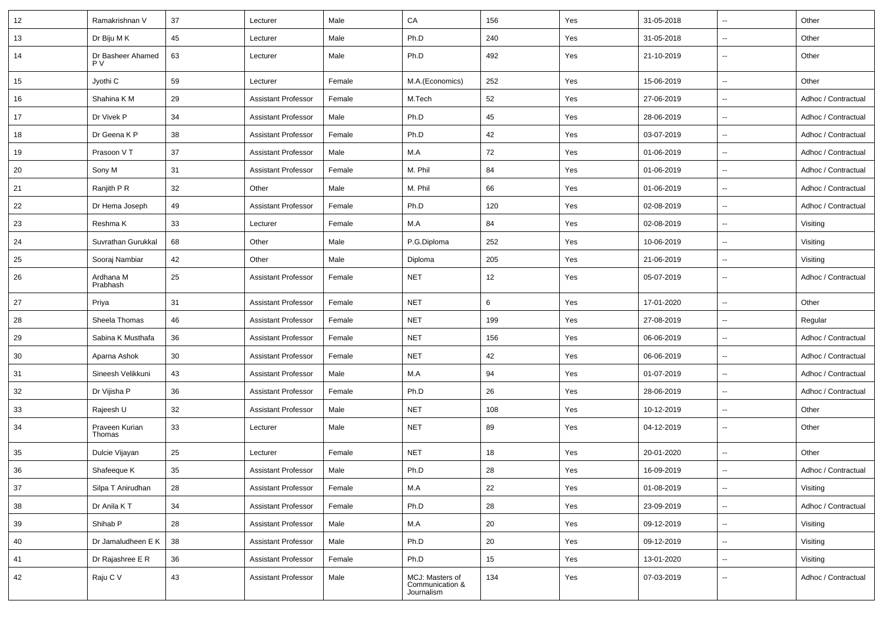| 12 | Ramakrishnan V | 37 | Lecturer | Male | CA | 156 | Yes | 31-05-2018 | -- | Other |
|---|---|---|---|---|---|---|---|---|---|---|
| 13 | Dr Biju M K | 45 | Lecturer | Male | Ph.D | 240 | Yes | 31-05-2018 | -- | Other |
| 14 | Dr Basheer Ahamed P V | 63 | Lecturer | Male | Ph.D | 492 | Yes | 21-10-2019 | -- | Other |
| 15 | Jyothi C | 59 | Lecturer | Female | M.A.(Economics) | 252 | Yes | 15-06-2019 | -- | Other |
| 16 | Shahina K M | 29 | Assistant Professor | Female | M.Tech | 52 | Yes | 27-06-2019 | -- | Adhoc / Contractual |
| 17 | Dr Vivek P | 34 | Assistant Professor | Male | Ph.D | 45 | Yes | 28-06-2019 | -- | Adhoc / Contractual |
| 18 | Dr Geena K P | 38 | Assistant Professor | Female | Ph.D | 42 | Yes | 03-07-2019 | -- | Adhoc / Contractual |
| 19 | Prasoon V T | 37 | Assistant Professor | Male | M.A | 72 | Yes | 01-06-2019 | -- | Adhoc / Contractual |
| 20 | Sony M | 31 | Assistant Professor | Female | M. Phil | 84 | Yes | 01-06-2019 | -- | Adhoc / Contractual |
| 21 | Ranjith P R | 32 | Other | Male | M. Phil | 66 | Yes | 01-06-2019 | -- | Adhoc / Contractual |
| 22 | Dr Hema Joseph | 49 | Assistant Professor | Female | Ph.D | 120 | Yes | 02-08-2019 | -- | Adhoc / Contractual |
| 23 | Reshma K | 33 | Lecturer | Female | M.A | 84 | Yes | 02-08-2019 | -- | Visiting |
| 24 | Suvrathan Gurukkal | 68 | Other | Male | P.G.Diploma | 252 | Yes | 10-06-2019 | -- | Visiting |
| 25 | Sooraj Nambiar | 42 | Other | Male | Diploma | 205 | Yes | 21-06-2019 | -- | Visiting |
| 26 | Ardhana M Prabhash | 25 | Assistant Professor | Female | NET | 12 | Yes | 05-07-2019 | -- | Adhoc / Contractual |
| 27 | Priya | 31 | Assistant Professor | Female | NET | 6 | Yes | 17-01-2020 | -- | Other |
| 28 | Sheela Thomas | 46 | Assistant Professor | Female | NET | 199 | Yes | 27-08-2019 | -- | Regular |
| 29 | Sabina K Musthafa | 36 | Assistant Professor | Female | NET | 156 | Yes | 06-06-2019 | -- | Adhoc / Contractual |
| 30 | Aparna Ashok | 30 | Assistant Professor | Female | NET | 42 | Yes | 06-06-2019 | -- | Adhoc / Contractual |
| 31 | Sineesh Velikkuni | 43 | Assistant Professor | Male | M.A | 94 | Yes | 01-07-2019 | -- | Adhoc / Contractual |
| 32 | Dr Vijisha P | 36 | Assistant Professor | Female | Ph.D | 26 | Yes | 28-06-2019 | -- | Adhoc / Contractual |
| 33 | Rajeesh U | 32 | Assistant Professor | Male | NET | 108 | Yes | 10-12-2019 | -- | Other |
| 34 | Praveen Kurian Thomas | 33 | Lecturer | Male | NET | 89 | Yes | 04-12-2019 | -- | Other |
| 35 | Dulcie Vijayan | 25 | Lecturer | Female | NET | 18 | Yes | 20-01-2020 | -- | Other |
| 36 | Shafeeque K | 35 | Assistant Professor | Male | Ph.D | 28 | Yes | 16-09-2019 | -- | Adhoc / Contractual |
| 37 | Silpa T Anirudhan | 28 | Assistant Professor | Female | M.A | 22 | Yes | 01-08-2019 | -- | Visiting |
| 38 | Dr Anila K T | 34 | Assistant Professor | Female | Ph.D | 28 | Yes | 23-09-2019 | -- | Adhoc / Contractual |
| 39 | Shihab P | 28 | Assistant Professor | Male | M.A | 20 | Yes | 09-12-2019 | -- | Visiting |
| 40 | Dr Jamaludheen E K | 38 | Assistant Professor | Male | Ph.D | 20 | Yes | 09-12-2019 | -- | Visiting |
| 41 | Dr Rajashree E R | 36 | Assistant Professor | Female | Ph.D | 15 | Yes | 13-01-2020 | -- | Visiting |
| 42 | Raju C V | 43 | Assistant Professor | Male | MCJ: Masters of Communication & Journalism | 134 | Yes | 07-03-2019 | -- | Adhoc / Contractual |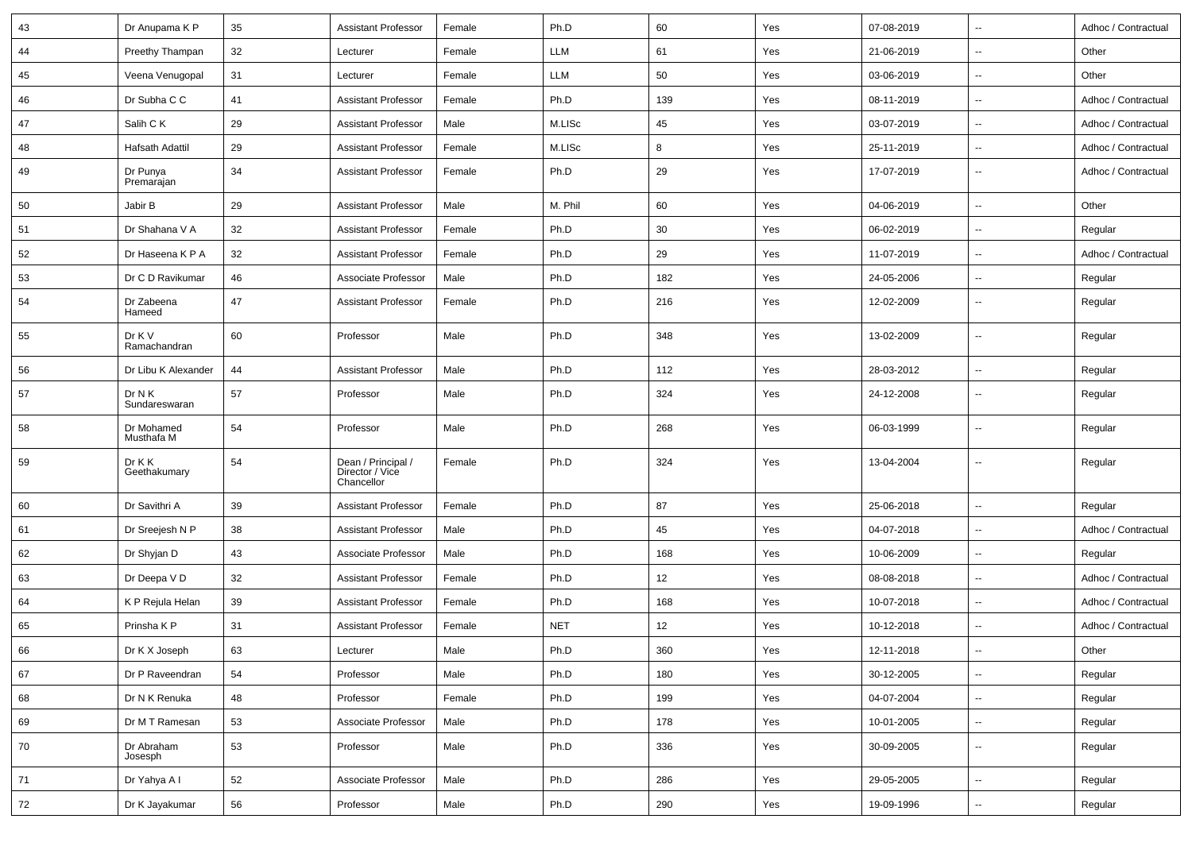| 43 | Dr Anupama K P | 35 | Assistant Professor | Female | Ph.D | 60 | Yes | 07-08-2019 | -- | Adhoc / Contractual |
|---|---|---|---|---|---|---|---|---|---|---|
| 44 | Preethy Thampan | 32 | Lecturer | Female | LLM | 61 | Yes | 21-06-2019 | -- | Other |
| 45 | Veena Venugopal | 31 | Lecturer | Female | LLM | 50 | Yes | 03-06-2019 | -- | Other |
| 46 | Dr Subha C C | 41 | Assistant Professor | Female | Ph.D | 139 | Yes | 08-11-2019 | -- | Adhoc / Contractual |
| 47 | Salih C K | 29 | Assistant Professor | Male | M.LISc | 45 | Yes | 03-07-2019 | -- | Adhoc / Contractual |
| 48 | Hafsath Adattil | 29 | Assistant Professor | Female | M.LISc | 8 | Yes | 25-11-2019 | -- | Adhoc / Contractual |
| 49 | Dr Punya Premarajan | 34 | Assistant Professor | Female | Ph.D | 29 | Yes | 17-07-2019 | -- | Adhoc / Contractual |
| 50 | Jabir B | 29 | Assistant Professor | Male | M. Phil | 60 | Yes | 04-06-2019 | -- | Other |
| 51 | Dr Shahana V A | 32 | Assistant Professor | Female | Ph.D | 30 | Yes | 06-02-2019 | -- | Regular |
| 52 | Dr Haseena K P A | 32 | Assistant Professor | Female | Ph.D | 29 | Yes | 11-07-2019 | -- | Adhoc / Contractual |
| 53 | Dr C D Ravikumar | 46 | Associate Professor | Male | Ph.D | 182 | Yes | 24-05-2006 | -- | Regular |
| 54 | Dr Zabeena Hameed | 47 | Assistant Professor | Female | Ph.D | 216 | Yes | 12-02-2009 | -- | Regular |
| 55 | Dr K V Ramachandran | 60 | Professor | Male | Ph.D | 348 | Yes | 13-02-2009 | -- | Regular |
| 56 | Dr Libu K Alexander | 44 | Assistant Professor | Male | Ph.D | 112 | Yes | 28-03-2012 | -- | Regular |
| 57 | Dr N K Sundareswaran | 57 | Professor | Male | Ph.D | 324 | Yes | 24-12-2008 | -- | Regular |
| 58 | Dr Mohamed Musthafa M | 54 | Professor | Male | Ph.D | 268 | Yes | 06-03-1999 | -- | Regular |
| 59 | Dr K K Geethakumary | 54 | Dean / Principal / Director / Vice Chancellor | Female | Ph.D | 324 | Yes | 13-04-2004 | -- | Regular |
| 60 | Dr Savithri A | 39 | Assistant Professor | Female | Ph.D | 87 | Yes | 25-06-2018 | -- | Regular |
| 61 | Dr Sreejesh N P | 38 | Assistant Professor | Male | Ph.D | 45 | Yes | 04-07-2018 | -- | Adhoc / Contractual |
| 62 | Dr Shyjan D | 43 | Associate Professor | Male | Ph.D | 168 | Yes | 10-06-2009 | -- | Regular |
| 63 | Dr Deepa V D | 32 | Assistant Professor | Female | Ph.D | 12 | Yes | 08-08-2018 | -- | Adhoc / Contractual |
| 64 | K P Rejula Helan | 39 | Assistant Professor | Female | Ph.D | 168 | Yes | 10-07-2018 | -- | Adhoc / Contractual |
| 65 | Prinsha K P | 31 | Assistant Professor | Female | NET | 12 | Yes | 10-12-2018 | -- | Adhoc / Contractual |
| 66 | Dr K X Joseph | 63 | Lecturer | Male | Ph.D | 360 | Yes | 12-11-2018 | -- | Other |
| 67 | Dr P Raveendran | 54 | Professor | Male | Ph.D | 180 | Yes | 30-12-2005 | -- | Regular |
| 68 | Dr N K Renuka | 48 | Professor | Female | Ph.D | 199 | Yes | 04-07-2004 | -- | Regular |
| 69 | Dr M T Ramesan | 53 | Associate Professor | Male | Ph.D | 178 | Yes | 10-01-2005 | -- | Regular |
| 70 | Dr Abraham Josesph | 53 | Professor | Male | Ph.D | 336 | Yes | 30-09-2005 | -- | Regular |
| 71 | Dr Yahya A I | 52 | Associate Professor | Male | Ph.D | 286 | Yes | 29-05-2005 | -- | Regular |
| 72 | Dr K Jayakumar | 56 | Professor | Male | Ph.D | 290 | Yes | 19-09-1996 | -- | Regular |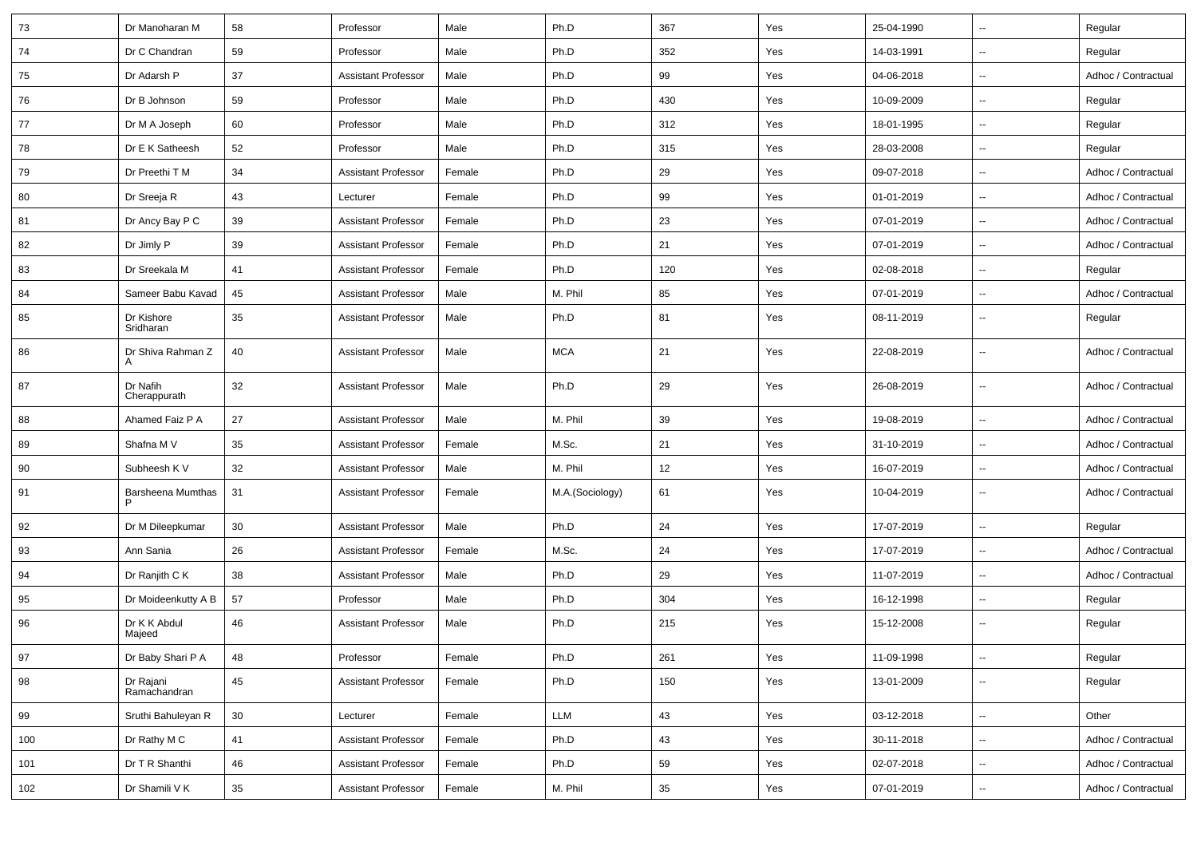| 73 | Dr Manoharan M | 58 | Professor | Male | Ph.D | 367 | Yes | 25-04-1990 | -- | Regular |
|---|---|---|---|---|---|---|---|---|---|---|
| 74 | Dr C Chandran | 59 | Professor | Male | Ph.D | 352 | Yes | 14-03-1991 | -- | Regular |
| 75 | Dr Adarsh P | 37 | Assistant Professor | Male | Ph.D | 99 | Yes | 04-06-2018 | -- | Adhoc / Contractual |
| 76 | Dr B Johnson | 59 | Professor | Male | Ph.D | 430 | Yes | 10-09-2009 | -- | Regular |
| 77 | Dr M A Joseph | 60 | Professor | Male | Ph.D | 312 | Yes | 18-01-1995 | -- | Regular |
| 78 | Dr E K Satheesh | 52 | Professor | Male | Ph.D | 315 | Yes | 28-03-2008 | -- | Regular |
| 79 | Dr Preethi T M | 34 | Assistant Professor | Female | Ph.D | 29 | Yes | 09-07-2018 | -- | Adhoc / Contractual |
| 80 | Dr Sreeja R | 43 | Lecturer | Female | Ph.D | 99 | Yes | 01-01-2019 | -- | Adhoc / Contractual |
| 81 | Dr Ancy Bay P C | 39 | Assistant Professor | Female | Ph.D | 23 | Yes | 07-01-2019 | -- | Adhoc / Contractual |
| 82 | Dr Jimly P | 39 | Assistant Professor | Female | Ph.D | 21 | Yes | 07-01-2019 | -- | Adhoc / Contractual |
| 83 | Dr Sreekala M | 41 | Assistant Professor | Female | Ph.D | 120 | Yes | 02-08-2018 | -- | Regular |
| 84 | Sameer Babu Kavad | 45 | Assistant Professor | Male | M. Phil | 85 | Yes | 07-01-2019 | -- | Adhoc / Contractual |
| 85 | Dr Kishore Sridharan | 35 | Assistant Professor | Male | Ph.D | 81 | Yes | 08-11-2019 | -- | Regular |
| 86 | Dr Shiva Rahman Z A | 40 | Assistant Professor | Male | MCA | 21 | Yes | 22-08-2019 | -- | Adhoc / Contractual |
| 87 | Dr Nafih Cherappurath | 32 | Assistant Professor | Male | Ph.D | 29 | Yes | 26-08-2019 | -- | Adhoc / Contractual |
| 88 | Ahamed Faiz P A | 27 | Assistant Professor | Male | M. Phil | 39 | Yes | 19-08-2019 | -- | Adhoc / Contractual |
| 89 | Shafna M V | 35 | Assistant Professor | Female | M.Sc. | 21 | Yes | 31-10-2019 | -- | Adhoc / Contractual |
| 90 | Subheesh K V | 32 | Assistant Professor | Male | M. Phil | 12 | Yes | 16-07-2019 | -- | Adhoc / Contractual |
| 91 | Barsheena Mumthas P | 31 | Assistant Professor | Female | M.A.(Sociology) | 61 | Yes | 10-04-2019 | -- | Adhoc / Contractual |
| 92 | Dr M Dileepkumar | 30 | Assistant Professor | Male | Ph.D | 24 | Yes | 17-07-2019 | -- | Regular |
| 93 | Ann Sania | 26 | Assistant Professor | Female | M.Sc. | 24 | Yes | 17-07-2019 | -- | Adhoc / Contractual |
| 94 | Dr Ranjith C K | 38 | Assistant Professor | Male | Ph.D | 29 | Yes | 11-07-2019 | -- | Adhoc / Contractual |
| 95 | Dr Moideenkutty A B | 57 | Professor | Male | Ph.D | 304 | Yes | 16-12-1998 | -- | Regular |
| 96 | Dr K K Abdul Majeed | 46 | Assistant Professor | Male | Ph.D | 215 | Yes | 15-12-2008 | -- | Regular |
| 97 | Dr Baby Shari P A | 48 | Professor | Female | Ph.D | 261 | Yes | 11-09-1998 | -- | Regular |
| 98 | Dr Rajani Ramachandran | 45 | Assistant Professor | Female | Ph.D | 150 | Yes | 13-01-2009 | -- | Regular |
| 99 | Sruthi Bahuleyan R | 30 | Lecturer | Female | LLM | 43 | Yes | 03-12-2018 | -- | Other |
| 100 | Dr Rathy M C | 41 | Assistant Professor | Female | Ph.D | 43 | Yes | 30-11-2018 | -- | Adhoc / Contractual |
| 101 | Dr T R Shanthi | 46 | Assistant Professor | Female | Ph.D | 59 | Yes | 02-07-2018 | -- | Adhoc / Contractual |
| 102 | Dr Shamili V K | 35 | Assistant Professor | Female | M. Phil | 35 | Yes | 07-01-2019 | -- | Adhoc / Contractual |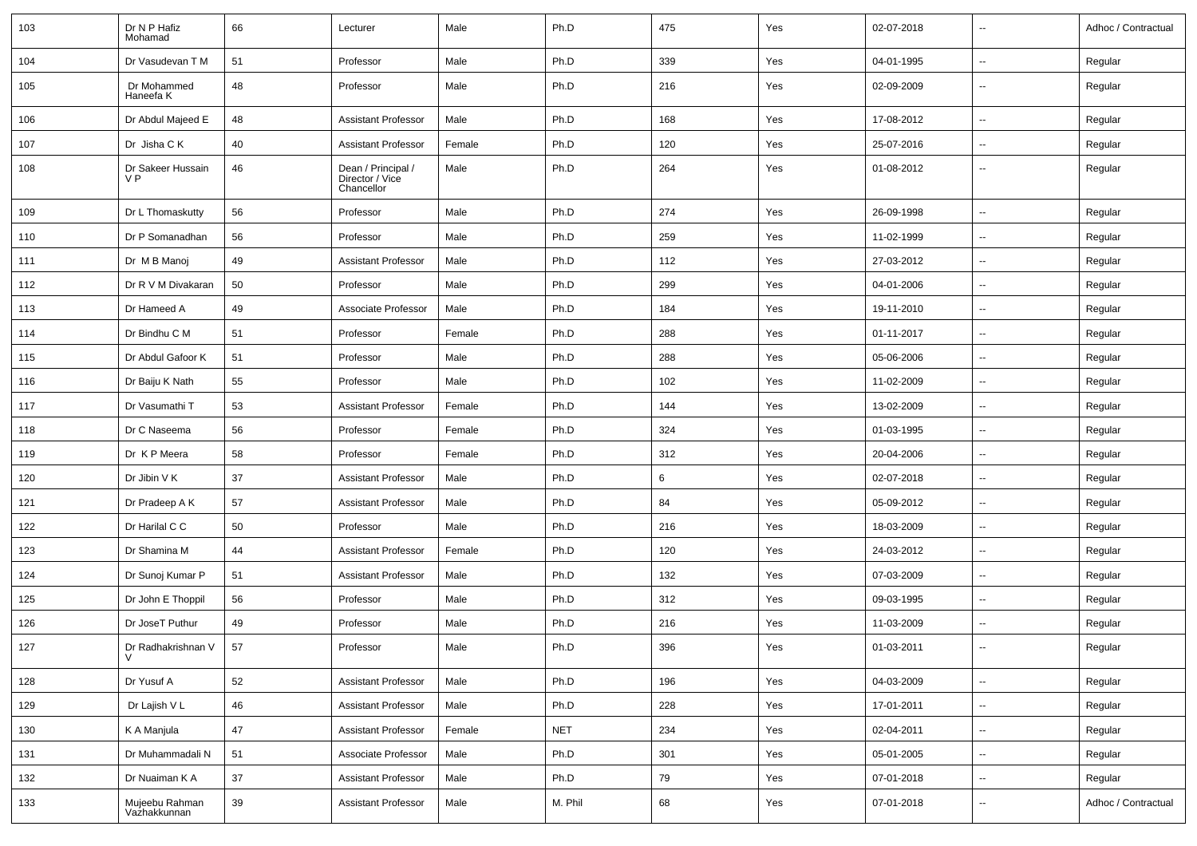| 103 | Dr N P Hafiz Mohamad | 66 | Lecturer | Male | Ph.D | 475 | Yes | 02-07-2018 | -- | Adhoc / Contractual |
|---|---|---|---|---|---|---|---|---|---|---|
| 104 | Dr Vasudevan T M | 51 | Professor | Male | Ph.D | 339 | Yes | 04-01-1995 | -- | Regular |
| 105 | Dr Mohammed Haneefa K | 48 | Professor | Male | Ph.D | 216 | Yes | 02-09-2009 | -- | Regular |
| 106 | Dr Abdul Majeed E | 48 | Assistant Professor | Male | Ph.D | 168 | Yes | 17-08-2012 | -- | Regular |
| 107 | Dr Jisha C K | 40 | Assistant Professor | Female | Ph.D | 120 | Yes | 25-07-2016 | -- | Regular |
| 108 | Dr Sakeer Hussain V P | 46 | Dean / Principal / Director / Vice Chancellor | Male | Ph.D | 264 | Yes | 01-08-2012 | -- | Regular |
| 109 | Dr L Thomaskutty | 56 | Professor | Male | Ph.D | 274 | Yes | 26-09-1998 | -- | Regular |
| 110 | Dr P Somanadhan | 56 | Professor | Male | Ph.D | 259 | Yes | 11-02-1999 | -- | Regular |
| 111 | Dr M B Manoj | 49 | Assistant Professor | Male | Ph.D | 112 | Yes | 27-03-2012 | -- | Regular |
| 112 | Dr R V M Divakaran | 50 | Professor | Male | Ph.D | 299 | Yes | 04-01-2006 | -- | Regular |
| 113 | Dr Hameed A | 49 | Associate Professor | Male | Ph.D | 184 | Yes | 19-11-2010 | -- | Regular |
| 114 | Dr Bindhu C M | 51 | Professor | Female | Ph.D | 288 | Yes | 01-11-2017 | -- | Regular |
| 115 | Dr Abdul Gafoor K | 51 | Professor | Male | Ph.D | 288 | Yes | 05-06-2006 | -- | Regular |
| 116 | Dr Baiju K Nath | 55 | Professor | Male | Ph.D | 102 | Yes | 11-02-2009 | -- | Regular |
| 117 | Dr Vasumathi T | 53 | Assistant Professor | Female | Ph.D | 144 | Yes | 13-02-2009 | -- | Regular |
| 118 | Dr C Naseema | 56 | Professor | Female | Ph.D | 324 | Yes | 01-03-1995 | -- | Regular |
| 119 | Dr K P Meera | 58 | Professor | Female | Ph.D | 312 | Yes | 20-04-2006 | -- | Regular |
| 120 | Dr Jibin V K | 37 | Assistant Professor | Male | Ph.D | 6 | Yes | 02-07-2018 | -- | Regular |
| 121 | Dr Pradeep A K | 57 | Assistant Professor | Male | Ph.D | 84 | Yes | 05-09-2012 | -- | Regular |
| 122 | Dr Harilal C C | 50 | Professor | Male | Ph.D | 216 | Yes | 18-03-2009 | -- | Regular |
| 123 | Dr Shamina M | 44 | Assistant Professor | Female | Ph.D | 120 | Yes | 24-03-2012 | -- | Regular |
| 124 | Dr Sunoj Kumar P | 51 | Assistant Professor | Male | Ph.D | 132 | Yes | 07-03-2009 | -- | Regular |
| 125 | Dr John E Thoppil | 56 | Professor | Male | Ph.D | 312 | Yes | 09-03-1995 | -- | Regular |
| 126 | Dr JoseT Puthur | 49 | Professor | Male | Ph.D | 216 | Yes | 11-03-2009 | -- | Regular |
| 127 | Dr Radhakrishnan V V | 57 | Professor | Male | Ph.D | 396 | Yes | 01-03-2011 | -- | Regular |
| 128 | Dr Yusuf A | 52 | Assistant Professor | Male | Ph.D | 196 | Yes | 04-03-2009 | -- | Regular |
| 129 | Dr Lajish V L | 46 | Assistant Professor | Male | Ph.D | 228 | Yes | 17-01-2011 | -- | Regular |
| 130 | K A Manjula | 47 | Assistant Professor | Female | NET | 234 | Yes | 02-04-2011 | -- | Regular |
| 131 | Dr Muhammadali N | 51 | Associate Professor | Male | Ph.D | 301 | Yes | 05-01-2005 | -- | Regular |
| 132 | Dr Nuaiman K A | 37 | Assistant Professor | Male | Ph.D | 79 | Yes | 07-01-2018 | -- | Regular |
| 133 | Mujeebu Rahman Vazhakkunnan | 39 | Assistant Professor | Male | M. Phil | 68 | Yes | 07-01-2018 | -- | Adhoc / Contractual |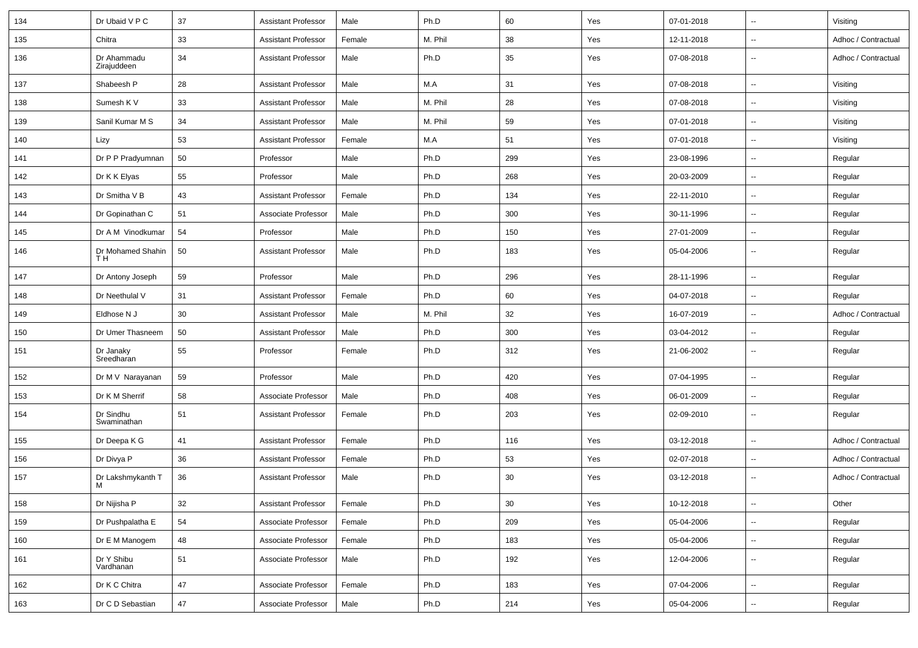| 134 | Dr Ubaid V P C | 37 | Assistant Professor | Male | Ph.D | 60 | Yes | 07-01-2018 | -- | Visiting |
|---|---|---|---|---|---|---|---|---|---|---|
| 135 | Chitra | 33 | Assistant Professor | Female | M. Phil | 38 | Yes | 12-11-2018 | -- | Adhoc / Contractual |
| 136 | Dr Ahammadu Zirajuddeen | 34 | Assistant Professor | Male | Ph.D | 35 | Yes | 07-08-2018 | -- | Adhoc / Contractual |
| 137 | Shabeesh P | 28 | Assistant Professor | Male | M.A | 31 | Yes | 07-08-2018 | -- | Visiting |
| 138 | Sumesh K V | 33 | Assistant Professor | Male | M. Phil | 28 | Yes | 07-08-2018 | -- | Visiting |
| 139 | Sanil Kumar M S | 34 | Assistant Professor | Male | M. Phil | 59 | Yes | 07-01-2018 | -- | Visiting |
| 140 | Lizy | 53 | Assistant Professor | Female | M.A | 51 | Yes | 07-01-2018 | -- | Visiting |
| 141 | Dr P P Pradyumnan | 50 | Professor | Male | Ph.D | 299 | Yes | 23-08-1996 | -- | Regular |
| 142 | Dr K K Elyas | 55 | Professor | Male | Ph.D | 268 | Yes | 20-03-2009 | -- | Regular |
| 143 | Dr Smitha V B | 43 | Assistant Professor | Female | Ph.D | 134 | Yes | 22-11-2010 | -- | Regular |
| 144 | Dr Gopinathan C | 51 | Associate Professor | Male | Ph.D | 300 | Yes | 30-11-1996 | -- | Regular |
| 145 | Dr A M Vinodkumar | 54 | Professor | Male | Ph.D | 150 | Yes | 27-01-2009 | -- | Regular |
| 146 | Dr Mohamed Shahin T H | 50 | Assistant Professor | Male | Ph.D | 183 | Yes | 05-04-2006 | -- | Regular |
| 147 | Dr Antony Joseph | 59 | Professor | Male | Ph.D | 296 | Yes | 28-11-1996 | -- | Regular |
| 148 | Dr Neethulal V | 31 | Assistant Professor | Female | Ph.D | 60 | Yes | 04-07-2018 | -- | Regular |
| 149 | Eldhose N J | 30 | Assistant Professor | Male | M. Phil | 32 | Yes | 16-07-2019 | -- | Adhoc / Contractual |
| 150 | Dr Umer Thasneem | 50 | Assistant Professor | Male | Ph.D | 300 | Yes | 03-04-2012 | -- | Regular |
| 151 | Dr Janaky Sreedharan | 55 | Professor | Female | Ph.D | 312 | Yes | 21-06-2002 | -- | Regular |
| 152 | Dr M V Narayanan | 59 | Professor | Male | Ph.D | 420 | Yes | 07-04-1995 | -- | Regular |
| 153 | Dr K M Sherrif | 58 | Associate Professor | Male | Ph.D | 408 | Yes | 06-01-2009 | -- | Regular |
| 154 | Dr Sindhu Swaminathan | 51 | Assistant Professor | Female | Ph.D | 203 | Yes | 02-09-2010 | -- | Regular |
| 155 | Dr Deepa K G | 41 | Assistant Professor | Female | Ph.D | 116 | Yes | 03-12-2018 | -- | Adhoc / Contractual |
| 156 | Dr Divya P | 36 | Assistant Professor | Female | Ph.D | 53 | Yes | 02-07-2018 | -- | Adhoc / Contractual |
| 157 | Dr Lakshmykanth T M | 36 | Assistant Professor | Male | Ph.D | 30 | Yes | 03-12-2018 | -- | Adhoc / Contractual |
| 158 | Dr Nijisha P | 32 | Assistant Professor | Female | Ph.D | 30 | Yes | 10-12-2018 | -- | Other |
| 159 | Dr Pushpalatha E | 54 | Associate Professor | Female | Ph.D | 209 | Yes | 05-04-2006 | -- | Regular |
| 160 | Dr E M Manogem | 48 | Associate Professor | Female | Ph.D | 183 | Yes | 05-04-2006 | -- | Regular |
| 161 | Dr Y Shibu Vardhanan | 51 | Associate Professor | Male | Ph.D | 192 | Yes | 12-04-2006 | -- | Regular |
| 162 | Dr K C Chitra | 47 | Associate Professor | Female | Ph.D | 183 | Yes | 07-04-2006 | -- | Regular |
| 163 | Dr C D Sebastian | 47 | Associate Professor | Male | Ph.D | 214 | Yes | 05-04-2006 | -- | Regular |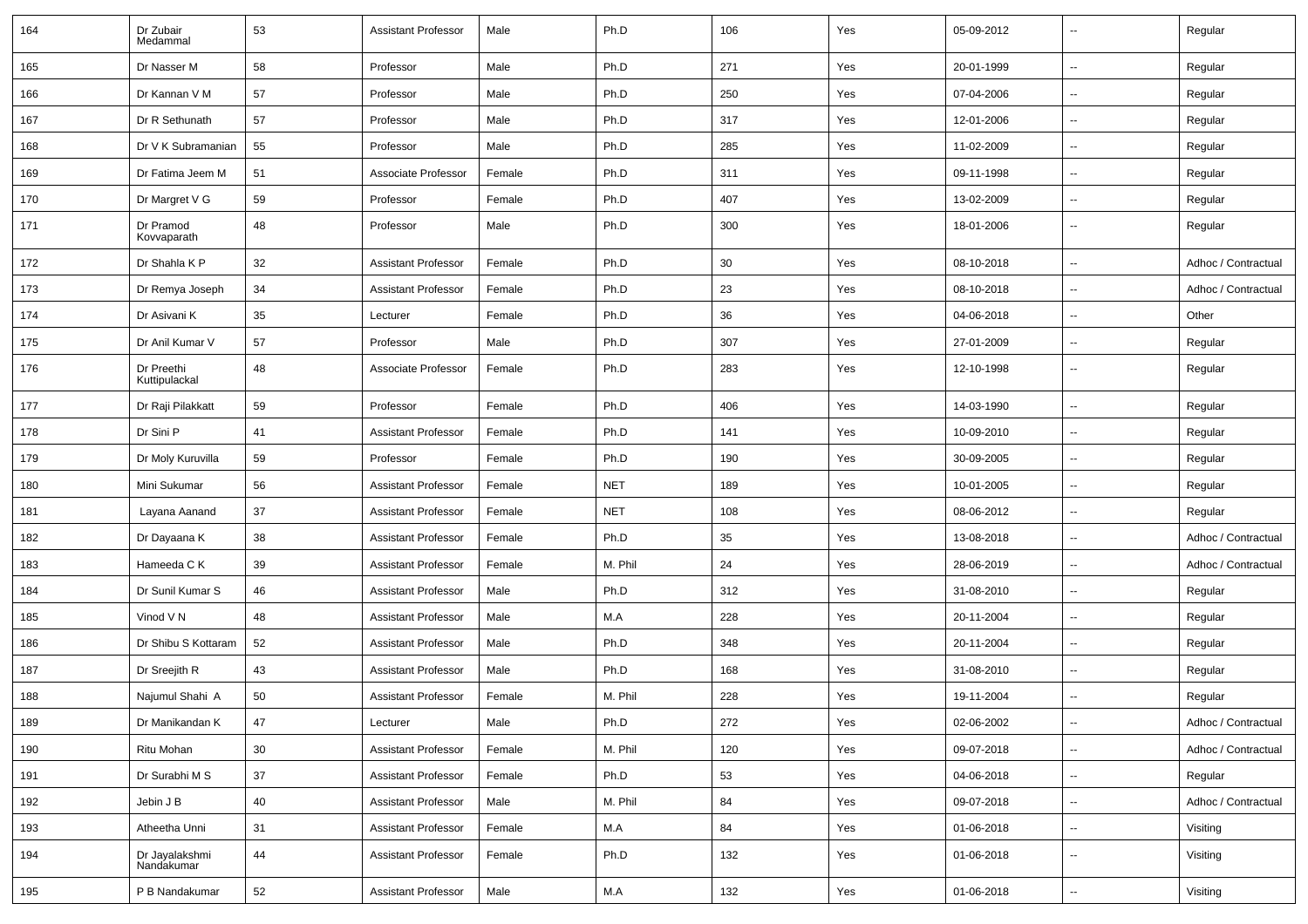| 164 | Dr Zubair Medammal | 53 | Assistant Professor | Male | Ph.D | 106 | Yes | 05-09-2012 | -- | Regular |
|---|---|---|---|---|---|---|---|---|---|---|
| 165 | Dr Nasser M | 58 | Professor | Male | Ph.D | 271 | Yes | 20-01-1999 | -- | Regular |
| 166 | Dr Kannan V M | 57 | Professor | Male | Ph.D | 250 | Yes | 07-04-2006 | -- | Regular |
| 167 | Dr R Sethunath | 57 | Professor | Male | Ph.D | 317 | Yes | 12-01-2006 | -- | Regular |
| 168 | Dr V K Subramanian | 55 | Professor | Male | Ph.D | 285 | Yes | 11-02-2009 | -- | Regular |
| 169 | Dr Fatima Jeem M | 51 | Associate Professor | Female | Ph.D | 311 | Yes | 09-11-1998 | -- | Regular |
| 170 | Dr Margret V G | 59 | Professor | Female | Ph.D | 407 | Yes | 13-02-2009 | -- | Regular |
| 171 | Dr Pramod Kovvaparath | 48 | Professor | Male | Ph.D | 300 | Yes | 18-01-2006 | -- | Regular |
| 172 | Dr Shahla K P | 32 | Assistant Professor | Female | Ph.D | 30 | Yes | 08-10-2018 | -- | Adhoc / Contractual |
| 173 | Dr Remya Joseph | 34 | Assistant Professor | Female | Ph.D | 23 | Yes | 08-10-2018 | -- | Adhoc / Contractual |
| 174 | Dr Asivani K | 35 | Lecturer | Female | Ph.D | 36 | Yes | 04-06-2018 | -- | Other |
| 175 | Dr Anil Kumar V | 57 | Professor | Male | Ph.D | 307 | Yes | 27-01-2009 | -- | Regular |
| 176 | Dr Preethi Kuttipulackal | 48 | Associate Professor | Female | Ph.D | 283 | Yes | 12-10-1998 | -- | Regular |
| 177 | Dr Raji Pilakkatt | 59 | Professor | Female | Ph.D | 406 | Yes | 14-03-1990 | -- | Regular |
| 178 | Dr Sini P | 41 | Assistant Professor | Female | Ph.D | 141 | Yes | 10-09-2010 | -- | Regular |
| 179 | Dr Moly Kuruvilla | 59 | Professor | Female | Ph.D | 190 | Yes | 30-09-2005 | -- | Regular |
| 180 | Mini Sukumar | 56 | Assistant Professor | Female | NET | 189 | Yes | 10-01-2005 | -- | Regular |
| 181 | Layana Aanand | 37 | Assistant Professor | Female | NET | 108 | Yes | 08-06-2012 | -- | Regular |
| 182 | Dr Dayaana K | 38 | Assistant Professor | Female | Ph.D | 35 | Yes | 13-08-2018 | -- | Adhoc / Contractual |
| 183 | Hameeda C K | 39 | Assistant Professor | Female | M. Phil | 24 | Yes | 28-06-2019 | -- | Adhoc / Contractual |
| 184 | Dr Sunil Kumar S | 46 | Assistant Professor | Male | Ph.D | 312 | Yes | 31-08-2010 | -- | Regular |
| 185 | Vinod V N | 48 | Assistant Professor | Male | M.A | 228 | Yes | 20-11-2004 | -- | Regular |
| 186 | Dr Shibu S Kottaram | 52 | Assistant Professor | Male | Ph.D | 348 | Yes | 20-11-2004 | -- | Regular |
| 187 | Dr Sreejith R | 43 | Assistant Professor | Male | Ph.D | 168 | Yes | 31-08-2010 | -- | Regular |
| 188 | Najumul Shahi A | 50 | Assistant Professor | Female | M. Phil | 228 | Yes | 19-11-2004 | -- | Regular |
| 189 | Dr Manikandan K | 47 | Lecturer | Male | Ph.D | 272 | Yes | 02-06-2002 | -- | Adhoc / Contractual |
| 190 | Ritu Mohan | 30 | Assistant Professor | Female | M. Phil | 120 | Yes | 09-07-2018 | -- | Adhoc / Contractual |
| 191 | Dr Surabhi M S | 37 | Assistant Professor | Female | Ph.D | 53 | Yes | 04-06-2018 | -- | Regular |
| 192 | Jebin J B | 40 | Assistant Professor | Male | M. Phil | 84 | Yes | 09-07-2018 | -- | Adhoc / Contractual |
| 193 | Atheetha Unni | 31 | Assistant Professor | Female | M.A | 84 | Yes | 01-06-2018 | -- | Visiting |
| 194 | Dr Jayalakshmi Nandakumar | 44 | Assistant Professor | Female | Ph.D | 132 | Yes | 01-06-2018 | -- | Visiting |
| 195 | P B Nandakumar | 52 | Assistant Professor | Male | M.A | 132 | Yes | 01-06-2018 | -- | Visiting |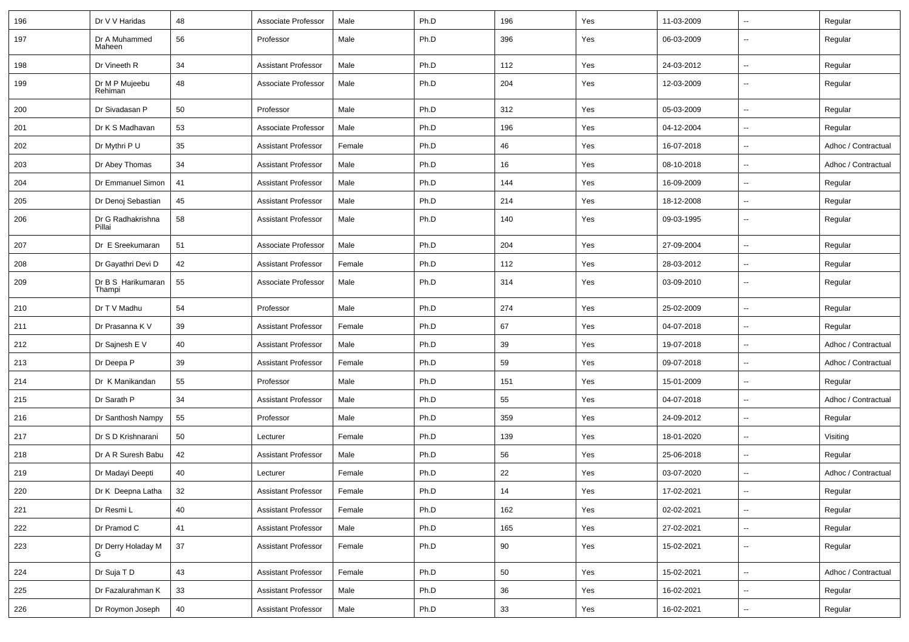| 196 | Dr V V Haridas | 48 | Associate Professor | Male | Ph.D | 196 | Yes | 11-03-2009 | -- | Regular |
|---|---|---|---|---|---|---|---|---|---|---|
| 197 | Dr A Muhammed Maheen | 56 | Professor | Male | Ph.D | 396 | Yes | 06-03-2009 | -- | Regular |
| 198 | Dr Vineeth R | 34 | Assistant Professor | Male | Ph.D | 112 | Yes | 24-03-2012 | -- | Regular |
| 199 | Dr M P Mujeebu Rehiman | 48 | Associate Professor | Male | Ph.D | 204 | Yes | 12-03-2009 | -- | Regular |
| 200 | Dr Sivadasan P | 50 | Professor | Male | Ph.D | 312 | Yes | 05-03-2009 | -- | Regular |
| 201 | Dr K S Madhavan | 53 | Associate Professor | Male | Ph.D | 196 | Yes | 04-12-2004 | -- | Regular |
| 202 | Dr Mythri P U | 35 | Assistant Professor | Female | Ph.D | 46 | Yes | 16-07-2018 | -- | Adhoc / Contractual |
| 203 | Dr Abey Thomas | 34 | Assistant Professor | Male | Ph.D | 16 | Yes | 08-10-2018 | -- | Adhoc / Contractual |
| 204 | Dr Emmanuel Simon | 41 | Assistant Professor | Male | Ph.D | 144 | Yes | 16-09-2009 | -- | Regular |
| 205 | Dr Denoj Sebastian | 45 | Assistant Professor | Male | Ph.D | 214 | Yes | 18-12-2008 | -- | Regular |
| 206 | Dr G Radhakrishna Pillai | 58 | Assistant Professor | Male | Ph.D | 140 | Yes | 09-03-1995 | -- | Regular |
| 207 | Dr E Sreekumaran | 51 | Associate Professor | Male | Ph.D | 204 | Yes | 27-09-2004 | -- | Regular |
| 208 | Dr Gayathri Devi D | 42 | Assistant Professor | Female | Ph.D | 112 | Yes | 28-03-2012 | -- | Regular |
| 209 | Dr B S Harikumaran Thampi | 55 | Associate Professor | Male | Ph.D | 314 | Yes | 03-09-2010 | -- | Regular |
| 210 | Dr T V Madhu | 54 | Professor | Male | Ph.D | 274 | Yes | 25-02-2009 | -- | Regular |
| 211 | Dr Prasanna K V | 39 | Assistant Professor | Female | Ph.D | 67 | Yes | 04-07-2018 | -- | Regular |
| 212 | Dr Sajnesh E V | 40 | Assistant Professor | Male | Ph.D | 39 | Yes | 19-07-2018 | -- | Adhoc / Contractual |
| 213 | Dr Deepa P | 39 | Assistant Professor | Female | Ph.D | 59 | Yes | 09-07-2018 | -- | Adhoc / Contractual |
| 214 | Dr K Manikandan | 55 | Professor | Male | Ph.D | 151 | Yes | 15-01-2009 | -- | Regular |
| 215 | Dr Sarath P | 34 | Assistant Professor | Male | Ph.D | 55 | Yes | 04-07-2018 | -- | Adhoc / Contractual |
| 216 | Dr Santhosh Nampy | 55 | Professor | Male | Ph.D | 359 | Yes | 24-09-2012 | -- | Regular |
| 217 | Dr S D Krishnarani | 50 | Lecturer | Female | Ph.D | 139 | Yes | 18-01-2020 | -- | Visiting |
| 218 | Dr A R Suresh Babu | 42 | Assistant Professor | Male | Ph.D | 56 | Yes | 25-06-2018 | -- | Regular |
| 219 | Dr Madayi Deepti | 40 | Lecturer | Female | Ph.D | 22 | Yes | 03-07-2020 | -- | Adhoc / Contractual |
| 220 | Dr K Deepna Latha | 32 | Assistant Professor | Female | Ph.D | 14 | Yes | 17-02-2021 | -- | Regular |
| 221 | Dr Resmi L | 40 | Assistant Professor | Female | Ph.D | 162 | Yes | 02-02-2021 | -- | Regular |
| 222 | Dr Pramod C | 41 | Assistant Professor | Male | Ph.D | 165 | Yes | 27-02-2021 | -- | Regular |
| 223 | Dr Derry Holaday M G | 37 | Assistant Professor | Female | Ph.D | 90 | Yes | 15-02-2021 | -- | Regular |
| 224 | Dr Suja T D | 43 | Assistant Professor | Female | Ph.D | 50 | Yes | 15-02-2021 | -- | Adhoc / Contractual |
| 225 | Dr Fazalurahman K | 33 | Assistant Professor | Male | Ph.D | 36 | Yes | 16-02-2021 | -- | Regular |
| 226 | Dr Roymon Joseph | 40 | Assistant Professor | Male | Ph.D | 33 | Yes | 16-02-2021 | -- | Regular |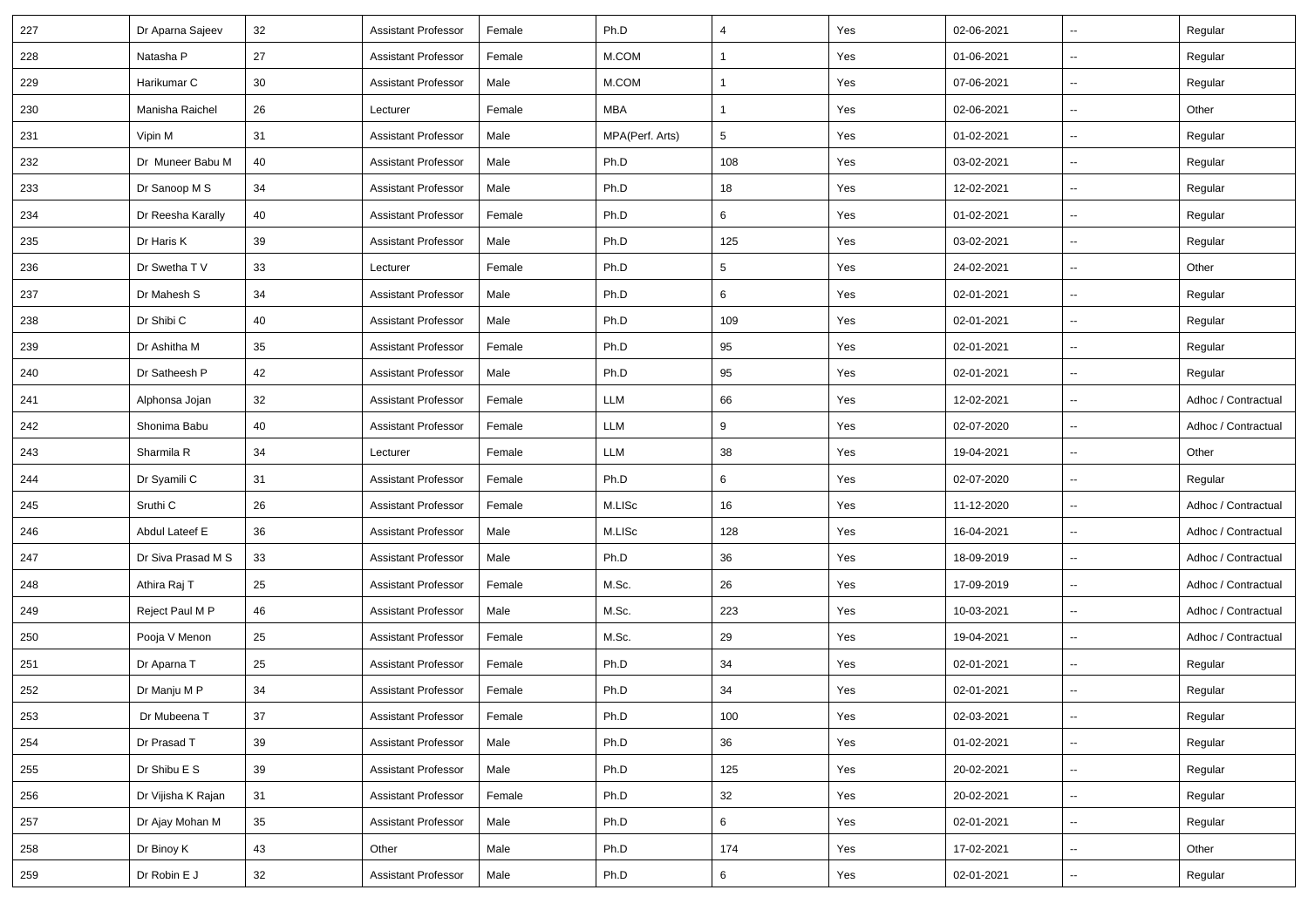| 227 | Dr Aparna Sajeev | 32 | Assistant Professor | Female | Ph.D | 4 | Yes | 02-06-2021 | -- | Regular |
|---|---|---|---|---|---|---|---|---|---|---|
| 228 | Natasha P | 27 | Assistant Professor | Female | M.COM | 1 | Yes | 01-06-2021 | -- | Regular |
| 229 | Harikumar C | 30 | Assistant Professor | Male | M.COM | 1 | Yes | 07-06-2021 | -- | Regular |
| 230 | Manisha Raichel | 26 | Lecturer | Female | MBA | 1 | Yes | 02-06-2021 | -- | Other |
| 231 | Vipin M | 31 | Assistant Professor | Male | MPA(Perf. Arts) | 5 | Yes | 01-02-2021 | -- | Regular |
| 232 | Dr Muneer Babu M | 40 | Assistant Professor | Male | Ph.D | 108 | Yes | 03-02-2021 | -- | Regular |
| 233 | Dr Sanoop M S | 34 | Assistant Professor | Male | Ph.D | 18 | Yes | 12-02-2021 | -- | Regular |
| 234 | Dr Reesha Karally | 40 | Assistant Professor | Female | Ph.D | 6 | Yes | 01-02-2021 | -- | Regular |
| 235 | Dr Haris K | 39 | Assistant Professor | Male | Ph.D | 125 | Yes | 03-02-2021 | -- | Regular |
| 236 | Dr Swetha T V | 33 | Lecturer | Female | Ph.D | 5 | Yes | 24-02-2021 | -- | Other |
| 237 | Dr Mahesh S | 34 | Assistant Professor | Male | Ph.D | 6 | Yes | 02-01-2021 | -- | Regular |
| 238 | Dr Shibi C | 40 | Assistant Professor | Male | Ph.D | 109 | Yes | 02-01-2021 | -- | Regular |
| 239 | Dr Ashitha M | 35 | Assistant Professor | Female | Ph.D | 95 | Yes | 02-01-2021 | -- | Regular |
| 240 | Dr Satheesh P | 42 | Assistant Professor | Male | Ph.D | 95 | Yes | 02-01-2021 | -- | Regular |
| 241 | Alphonsa Jojan | 32 | Assistant Professor | Female | LLM | 66 | Yes | 12-02-2021 | -- | Adhoc / Contractual |
| 242 | Shonima Babu | 40 | Assistant Professor | Female | LLM | 9 | Yes | 02-07-2020 | -- | Adhoc / Contractual |
| 243 | Sharmila R | 34 | Lecturer | Female | LLM | 38 | Yes | 19-04-2021 | -- | Other |
| 244 | Dr Syamili C | 31 | Assistant Professor | Female | Ph.D | 6 | Yes | 02-07-2020 | -- | Regular |
| 245 | Sruthi C | 26 | Assistant Professor | Female | M.LISc | 16 | Yes | 11-12-2020 | -- | Adhoc / Contractual |
| 246 | Abdul Lateef E | 36 | Assistant Professor | Male | M.LISc | 128 | Yes | 16-04-2021 | -- | Adhoc / Contractual |
| 247 | Dr Siva Prasad M S | 33 | Assistant Professor | Male | Ph.D | 36 | Yes | 18-09-2019 | -- | Adhoc / Contractual |
| 248 | Athira Raj T | 25 | Assistant Professor | Female | M.Sc. | 26 | Yes | 17-09-2019 | -- | Adhoc / Contractual |
| 249 | Reject Paul M P | 46 | Assistant Professor | Male | M.Sc. | 223 | Yes | 10-03-2021 | -- | Adhoc / Contractual |
| 250 | Pooja V Menon | 25 | Assistant Professor | Female | M.Sc. | 29 | Yes | 19-04-2021 | -- | Adhoc / Contractual |
| 251 | Dr Aparna T | 25 | Assistant Professor | Female | Ph.D | 34 | Yes | 02-01-2021 | -- | Regular |
| 252 | Dr Manju M P | 34 | Assistant Professor | Female | Ph.D | 34 | Yes | 02-01-2021 | -- | Regular |
| 253 | Dr Mubeena T | 37 | Assistant Professor | Female | Ph.D | 100 | Yes | 02-03-2021 | -- | Regular |
| 254 | Dr Prasad T | 39 | Assistant Professor | Male | Ph.D | 36 | Yes | 01-02-2021 | -- | Regular |
| 255 | Dr Shibu E S | 39 | Assistant Professor | Male | Ph.D | 125 | Yes | 20-02-2021 | -- | Regular |
| 256 | Dr Vijisha K Rajan | 31 | Assistant Professor | Female | Ph.D | 32 | Yes | 20-02-2021 | -- | Regular |
| 257 | Dr Ajay Mohan M | 35 | Assistant Professor | Male | Ph.D | 6 | Yes | 02-01-2021 | -- | Regular |
| 258 | Dr Binoy K | 43 | Other | Male | Ph.D | 174 | Yes | 17-02-2021 | -- | Other |
| 259 | Dr Robin E J | 32 | Assistant Professor | Male | Ph.D | 6 | Yes | 02-01-2021 | -- | Regular |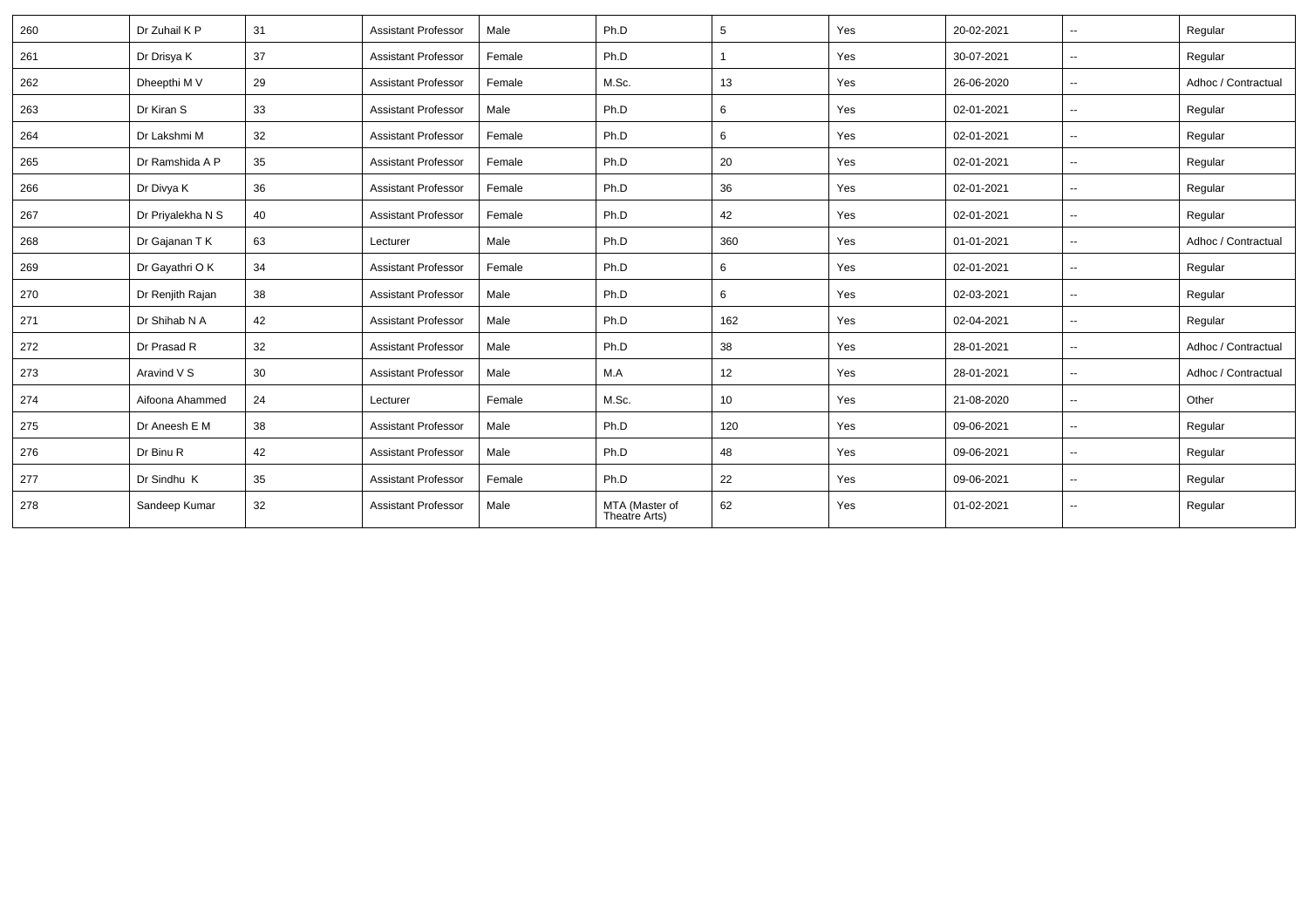| | | | | | | | | | | |
|---|---|---|---|---|---|---|---|---|---|---|
| 260 | Dr Zuhail K P | 31 | Assistant Professor | Male | Ph.D | 5 | Yes | 20-02-2021 | -- | Regular |
| 261 | Dr Drisya K | 37 | Assistant Professor | Female | Ph.D | 1 | Yes | 30-07-2021 | -- | Regular |
| 262 | Dheepthi M V | 29 | Assistant Professor | Female | M.Sc. | 13 | Yes | 26-06-2020 | -- | Adhoc / Contractual |
| 263 | Dr Kiran S | 33 | Assistant Professor | Male | Ph.D | 6 | Yes | 02-01-2021 | -- | Regular |
| 264 | Dr Lakshmi M | 32 | Assistant Professor | Female | Ph.D | 6 | Yes | 02-01-2021 | -- | Regular |
| 265 | Dr Ramshida A P | 35 | Assistant Professor | Female | Ph.D | 20 | Yes | 02-01-2021 | -- | Regular |
| 266 | Dr Divya K | 36 | Assistant Professor | Female | Ph.D | 36 | Yes | 02-01-2021 | -- | Regular |
| 267 | Dr Priyalekha N S | 40 | Assistant Professor | Female | Ph.D | 42 | Yes | 02-01-2021 | -- | Regular |
| 268 | Dr Gajanan T K | 63 | Lecturer | Male | Ph.D | 360 | Yes | 01-01-2021 | -- | Adhoc / Contractual |
| 269 | Dr Gayathri O K | 34 | Assistant Professor | Female | Ph.D | 6 | Yes | 02-01-2021 | -- | Regular |
| 270 | Dr Renjith Rajan | 38 | Assistant Professor | Male | Ph.D | 6 | Yes | 02-03-2021 | -- | Regular |
| 271 | Dr Shihab N A | 42 | Assistant Professor | Male | Ph.D | 162 | Yes | 02-04-2021 | -- | Regular |
| 272 | Dr Prasad R | 32 | Assistant Professor | Male | Ph.D | 38 | Yes | 28-01-2021 | -- | Adhoc / Contractual |
| 273 | Aravind V S | 30 | Assistant Professor | Male | M.A | 12 | Yes | 28-01-2021 | -- | Adhoc / Contractual |
| 274 | Aifoona Ahammed | 24 | Lecturer | Female | M.Sc. | 10 | Yes | 21-08-2020 | -- | Other |
| 275 | Dr Aneesh E M | 38 | Assistant Professor | Male | Ph.D | 120 | Yes | 09-06-2021 | -- | Regular |
| 276 | Dr Binu R | 42 | Assistant Professor | Male | Ph.D | 48 | Yes | 09-06-2021 | -- | Regular |
| 277 | Dr Sindhu K | 35 | Assistant Professor | Female | Ph.D | 22 | Yes | 09-06-2021 | -- | Regular |
| 278 | Sandeep Kumar | 32 | Assistant Professor | Male | MTA (Master of Theatre Arts) | 62 | Yes | 01-02-2021 | -- | Regular |